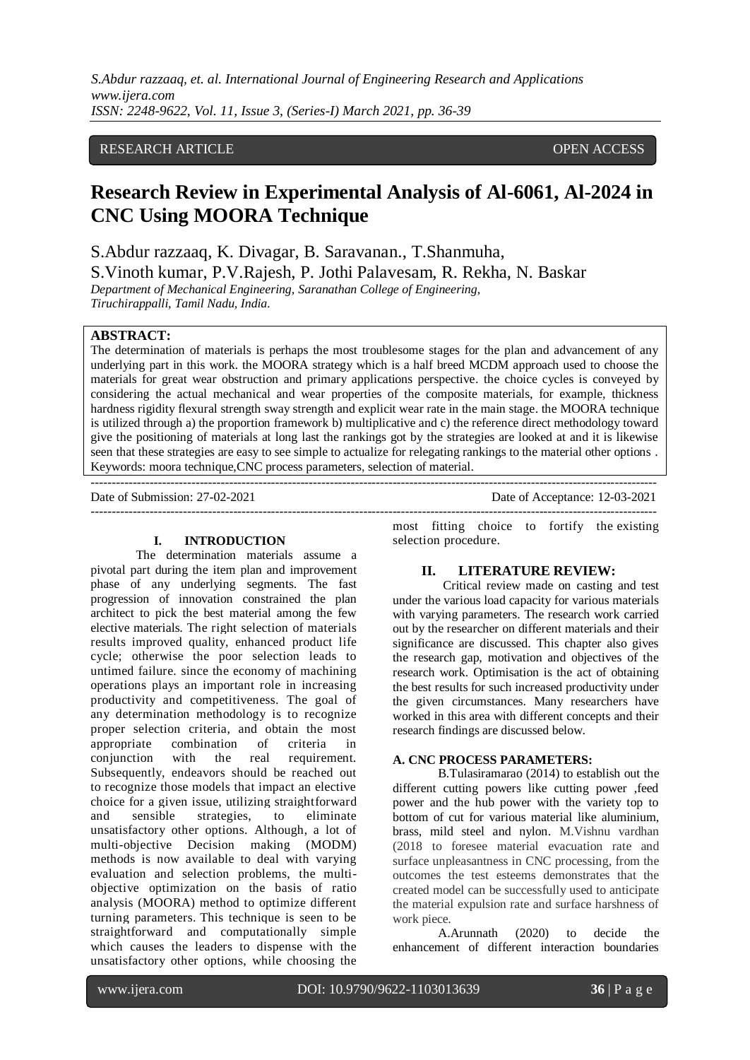RESEARCH ARTICLE OPEN ACCESS

# Research Review in Experimental Analysis of Al-6061, Al-2024 in CNC Using MOORA Technique

S.Abdur razzaaq, K. Divagar, B. Saravanan., T.Shanmuha, S.Vinoth kumar, P.V.Rajesh, P. Jothi Palavesam, R. Rekha, N. Baskar

*Department of Mechanical Engineering, Saranathan College of Engineering, Tiruchirappalli, Tamil Nadu, India.*

**ABSTRACT:**

The determination of materials is perhaps the most troublesome stages for the plan and advancement of any underlying part in this work. the MOORA strategy which is a half breed MCDM approach used to choose the materials for great wear obstruction and primary applications perspective. the choice cycles is conveyed by considering the actual mechanical and wear properties of the composite materials, for example, thickness hardness rigidity flexural strength sway strength and explicit wear rate in the main stage. the MOORA technique is utilized through a) the proportion framework b) multiplicative and c) the reference direct methodology toward give the positioning of materials at long last the rankings got by the strategies are looked at and it is likewise seen that these strategies are easy to see simple to actualize for relegating rankings to the material other options .

Keywords: moora technique,CNC process parameters, selection of material.

---

Date of Submission: 27-02-2021 Date of Acceptance: 12-03-2021

---

## I. INTRODUCTION

The determination materials assume a pivotal part during the item plan and improvement phase of any underlying segments. The fast progression of innovation constrained the plan architect to pick the best material among the few elective materials. The right selection of materials results improved quality, enhanced product life cycle; otherwise the poor selection leads to untimed failure. since the economy of machining operations plays an important role in increasing productivity and competitiveness. The goal of any determination methodology is to recognize proper selection criteria, and obtain the most appropriate combination of criteria in conjunction with the real requirement. Subsequently, endeavors should be reached out to recognize those models that impact an elective choice for a given issue, utilizing straightforward and sensible strategies, to eliminate unsatisfactory other options. Although, a lot of multi-objective Decision making (MODM) methods is now available to deal with varying evaluation and selection problems, the multi-objective optimization on the basis of ratio analysis (MOORA) method to optimize different turning parameters. This technique is seen to be straightforward and computationally simple which causes the leaders to dispense with the unsatisfactory other options, while choosing the most fitting choice to fortify the existing selection procedure.

## II. LITERATURE REVIEW:

Critical review made on casting and test under the various load capacity for various materials with varying parameters. The research work carried out by the researcher on different materials and their significance are discussed. This chapter also gives the research gap, motivation and objectives of the research work. Optimisation is the act of obtaining the best results for such increased productivity under the given circumstances. Many researchers have worked in this area with different concepts and their research findings are discussed below.

### A. CNC PROCESS PARAMETERS:

B.Tulasiramarao (2014) to establish out the different cutting powers like cutting power ,feed power and the hub power with the variety top to bottom of cut for various material like aluminium, brass, mild steel and nylon. M.Vishnu vardhan (2018 to foresee material evacuation rate and surface unpleasantness in CNC processing, from the outcomes the test esteems demonstrates that the created model can be successfully used to anticipate the material expulsion rate and surface harshness of work piece.

A.Arunnath (2020) to decide the enhancement of different interaction boundaries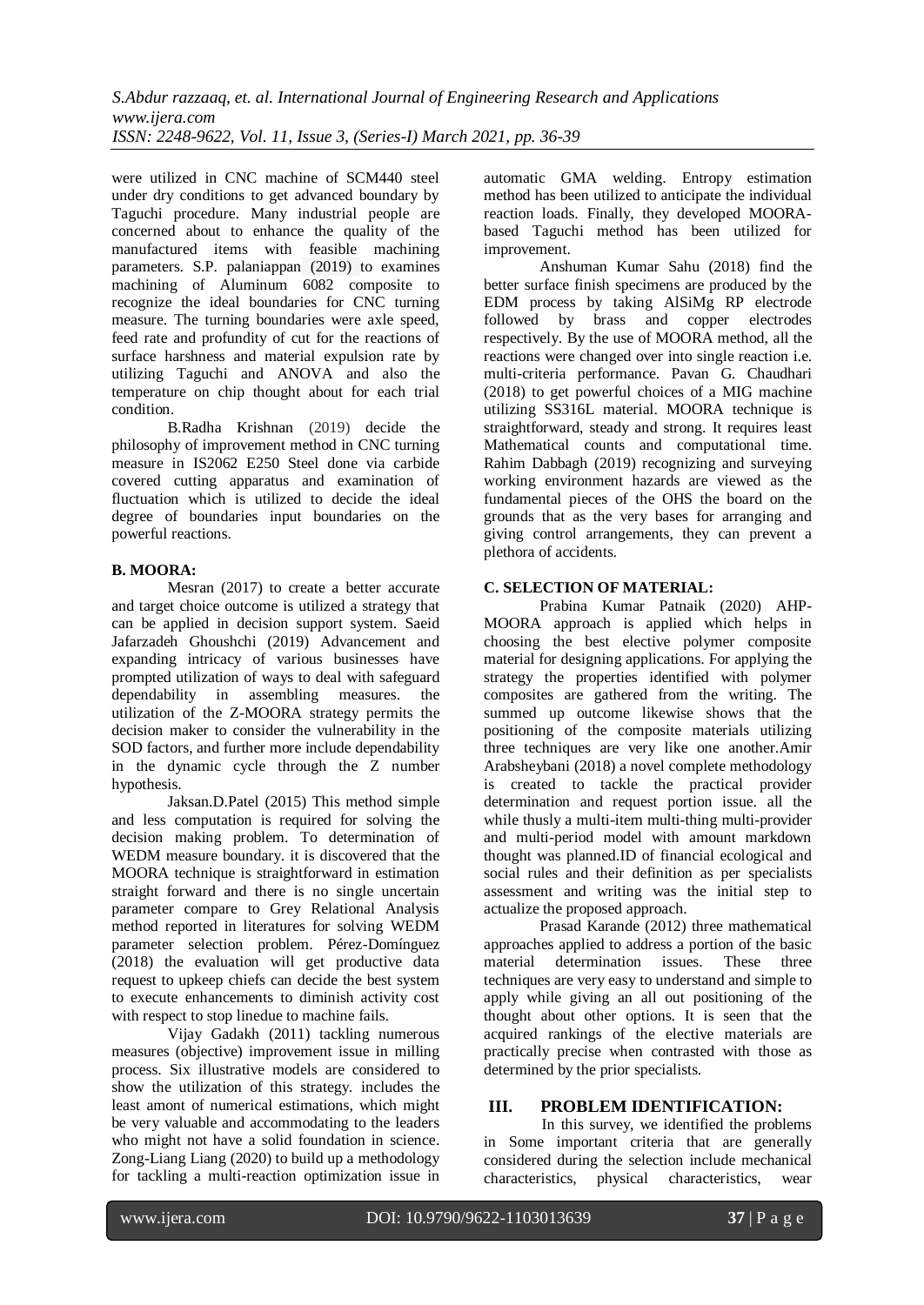were utilized in CNC machine of SCM440 steel under dry conditions to get advanced boundary by Taguchi procedure. Many industrial people are concerned about to enhance the quality of the manufactured items with feasible machining parameters. S.P. palaniappan (2019) to examines machining of Aluminum 6082 composite to recognize the ideal boundaries for CNC turning measure. The turning boundaries were axle speed, feed rate and profundity of cut for the reactions of surface harshness and material expulsion rate by utilizing Taguchi and ANOVA and also the temperature on chip thought about for each trial condition.

B.Radha Krishnan (2019) decide the philosophy of improvement method in CNC turning measure in IS2062 E250 Steel done via carbide covered cutting apparatus and examination of fluctuation which is utilized to decide the ideal degree of boundaries input boundaries on the powerful reactions.

**B. MOORA:**

Mesran (2017) to create a better accurate and target choice outcome is utilized a strategy that can be applied in decision support system. Saeid Jafarzadeh Ghoushchi (2019) Advancement and expanding intricacy of various businesses have prompted utilization of ways to deal with safeguard dependability in assembling measures. the utilization of the Z-MOORA strategy permits the decision maker to consider the vulnerability in the SOD factors, and further more include dependability in the dynamic cycle through the Z number hypothesis.

Jaksan.D.Patel (2015) This method simple and less computation is required for solving the decision making problem. To determination of WEDM measure boundary. it is discovered that the MOORA technique is straightforward in estimation straight forward and there is no single uncertain parameter compare to Grey Relational Analysis method reported in literatures for solving WEDM parameter selection problem. Pérez-Domínguez (2018) the evaluation will get productive data request to upkeep chiefs can decide the best system to execute enhancements to diminish activity cost with respect to stop linedue to machine fails.

Vijay Gadakh (2011) tackling numerous measures (objective) improvement issue in milling process. Six illustrative models are considered to show the utilization of this strategy. includes the least amont of numerical estimations, which might be very valuable and accommodating to the leaders who might not have a solid foundation in science. Zong-Liang Liang (2020) to build up a methodology for tackling a multi-reaction optimization issue in automatic GMA welding. Entropy estimation method has been utilized to anticipate the individual reaction loads. Finally, they developed MOORA-based Taguchi method has been utilized for improvement.

Anshuman Kumar Sahu (2018) find the better surface finish specimens are produced by the EDM process by taking AlSiMg RP electrode followed by brass and copper electrodes respectively. By the use of MOORA method, all the reactions were changed over into single reaction i.e. multi-criteria performance. Pavan G. Chaudhari (2018) to get powerful choices of a MIG machine utilizing SS316L material. MOORA technique is straightforward, steady and strong. It requires least Mathematical counts and computational time. Rahim Dabbagh (2019) recognizing and surveying working environment hazards are viewed as the fundamental pieces of the OHS the board on the grounds that as the very bases for arranging and giving control arrangements, they can prevent a plethora of accidents.

**C. SELECTION OF MATERIAL:**

Prabina Kumar Patnaik (2020) AHP-MOORA approach is applied which helps in choosing the best elective polymer composite material for designing applications. For applying the strategy the properties identified with polymer composites are gathered from the writing. The summed up outcome likewise shows that the positioning of the composite materials utilizing three techniques are very like one another.Amir Arabsheybani (2018) a novel complete methodology is created to tackle the practical provider determination and request portion issue. all the while thusly a multi-item multi-thing multi-provider and multi-period model with amount markdown thought was planned.ID of financial ecological and social rules and their definition as per specialists assessment and writing was the initial step to actualize the proposed approach.

Prasad Karande (2012) three mathematical approaches applied to address a portion of the basic material determination issues. These three techniques are very easy to understand and simple to apply while giving an all out positioning of the thought about other options. It is seen that the acquired rankings of the elective materials are practically precise when contrasted with those as determined by the prior specialists.

## III. PROBLEM IDENTIFICATION:

In this survey, we identified the problems in Some important criteria that are generally considered during the selection include mechanical characteristics, physical characteristics, wear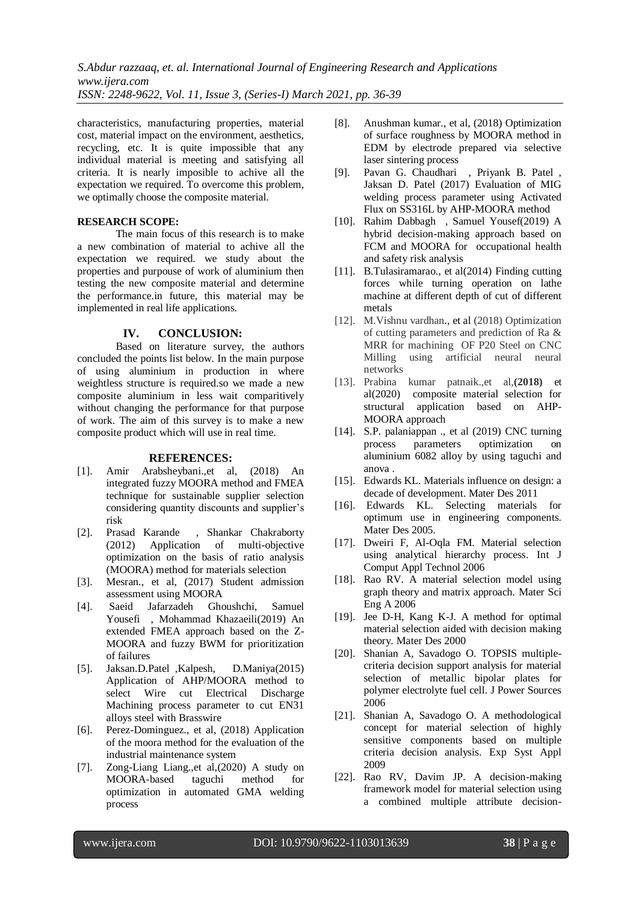characteristics, manufacturing properties, material cost, material impact on the environment, aesthetics, recycling, etc. It is quite impossible that any individual material is meeting and satisfying all criteria. It is nearly imposible to achive all the expectation we required. To overcome this problem, we optimally choose the composite material.

**RESEARCH SCOPE:**

The main focus of this research is to make a new combination of material to achive all the expectation we required. we study about the properties and purpouse of work of aluminium then testing the new composite material and determine the performance.in future, this material may be implemented in real life applications.

## IV. CONCLUSION:

Based on literature survey, the authors concluded the points list below. In the main purpose of using aluminium in production in where weightless structure is required.so we made a new composite aluminium in less wait comparitively without changing the performance for that purpose of work. The aim of this survey is to make a new composite product which will use in real time.

## REFERENCES:

[1]. Amir Arabsheybani.,et al, (2018) An integrated fuzzy MOORA method and FMEA technique for sustainable supplier selection considering quantity discounts and supplier's risk

[2]. Prasad Karande , Shankar Chakraborty (2012) Application of multi-objective optimization on the basis of ratio analysis (MOORA) method for materials selection

[3]. Mesran., et al, (2017) Student admission assessment using MOORA

[4]. Saeid Jafarzadeh Ghoushchi, Samuel Yousefi , Mohammad Khazaeili(2019) An extended FMEA approach based on the Z-MOORA and fuzzy BWM for prioritization of failures

[5]. Jaksan.D.Patel ,Kalpesh, D.Maniya(2015) Application of AHP/MOORA method to select Wire cut Electrical Discharge Machining process parameter to cut EN31 alloys steel with Brasswire

[6]. Perez-Dominguez., et al, (2018) Application of the moora method for the evaluation of the industrial maintenance system

[7]. Zong-Liang Liang.,et al,(2020) A study on MOORA-based taguchi method for optimization in automated GMA welding process

[8]. Anushman kumar., et al, (2018) Optimization of surface roughness by MOORA method in EDM by electrode prepared via selective laser sintering process

[9]. Pavan G. Chaudhari , Priyank B. Patel , Jaksan D. Patel (2017) Evaluation of MIG welding process parameter using Activated Flux on SS316L by AHP-MOORA method

[10]. Rahim Dabbagh , Samuel Yousef(2019) A hybrid decision-making approach based on FCM and MOORA for occupational health and safety risk analysis

[11]. B.Tulasiramarao., et al(2014) Finding cutting forces while turning operation on lathe machine at different depth of cut of different metals

[12]. M.Vishnu vardhan., et al (2018) Optimization of cutting parameters and prediction of Ra & MRR for machining OF P20 Steel on CNC Milling using artificial neural neural networks

[13]. Prabina kumar patnaik.,et al,**(2018)** et al(2020) composite material selection for structural application based on AHP-MOORA approach

[14]. S.P. palaniappan ., et al (2019) CNC turning process parameters optimization on aluminium 6082 alloy by using taguchi and anova .

[15]. Edwards KL. Materials influence on design: a decade of development. Mater Des 2011

[16]. Edwards KL. Selecting materials for optimum use in engineering components. Mater Des 2005.

[17]. Dweiri F, Al-Oqla FM. Material selection using analytical hierarchy process. Int J Comput Appl Technol 2006

[18]. Rao RV. A material selection model using graph theory and matrix approach. Mater Sci Eng A 2006

[19]. Jee D-H, Kang K-J. A method for optimal material selection aided with decision making theory. Mater Des 2000

[20]. Shanian A, Savadogo O. TOPSIS multiple-criteria decision support analysis for material selection of metallic bipolar plates for polymer electrolyte fuel cell. J Power Sources 2006

[21]. Shanian A, Savadogo O. A methodological concept for material selection of highly sensitive components based on multiple criteria decision analysis. Exp Syst Appl 2009

[22]. Rao RV, Davim JP. A decision-making framework model for material selection using a combined multiple attribute decision-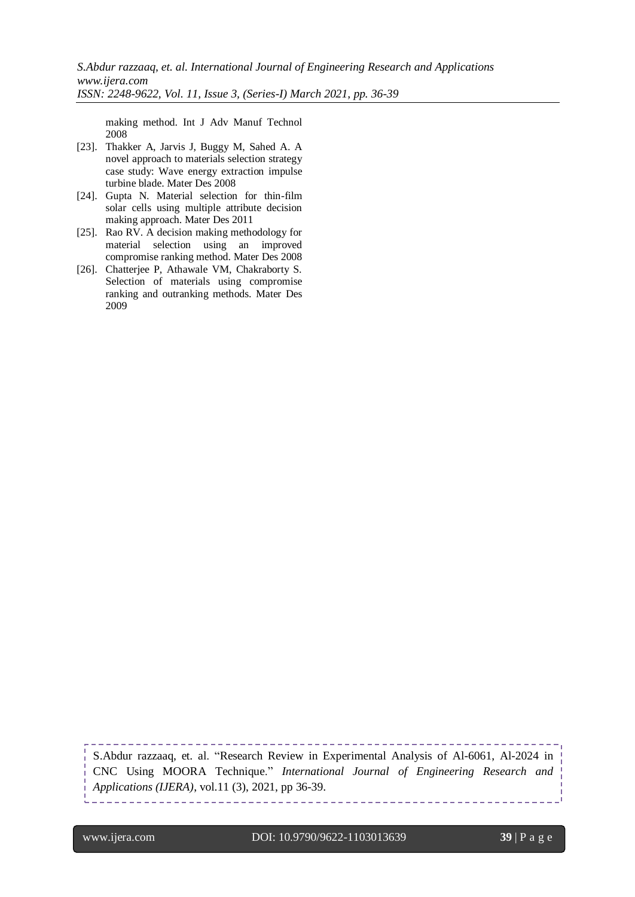making method. Int J Adv Manuf Technol 2008

[23]. Thakker A, Jarvis J, Buggy M, Sahed A. A novel approach to materials selection strategy case study: Wave energy extraction impulse turbine blade. Mater Des 2008

[24]. Gupta N. Material selection for thin-film solar cells using multiple attribute decision making approach. Mater Des 2011

[25]. Rao RV. A decision making methodology for material selection using an improved compromise ranking method. Mater Des 2008

[26]. Chatterjee P, Athawale VM, Chakraborty S. Selection of materials using compromise ranking and outranking methods. Mater Des 2009

S.Abdur razzaaq, et. al. "Research Review in Experimental Analysis of Al-6061, Al-2024 in CNC Using MOORA Technique." *International Journal of Engineering Research and Applications (IJERA)*, vol.11 (3), 2021, pp 36-39.